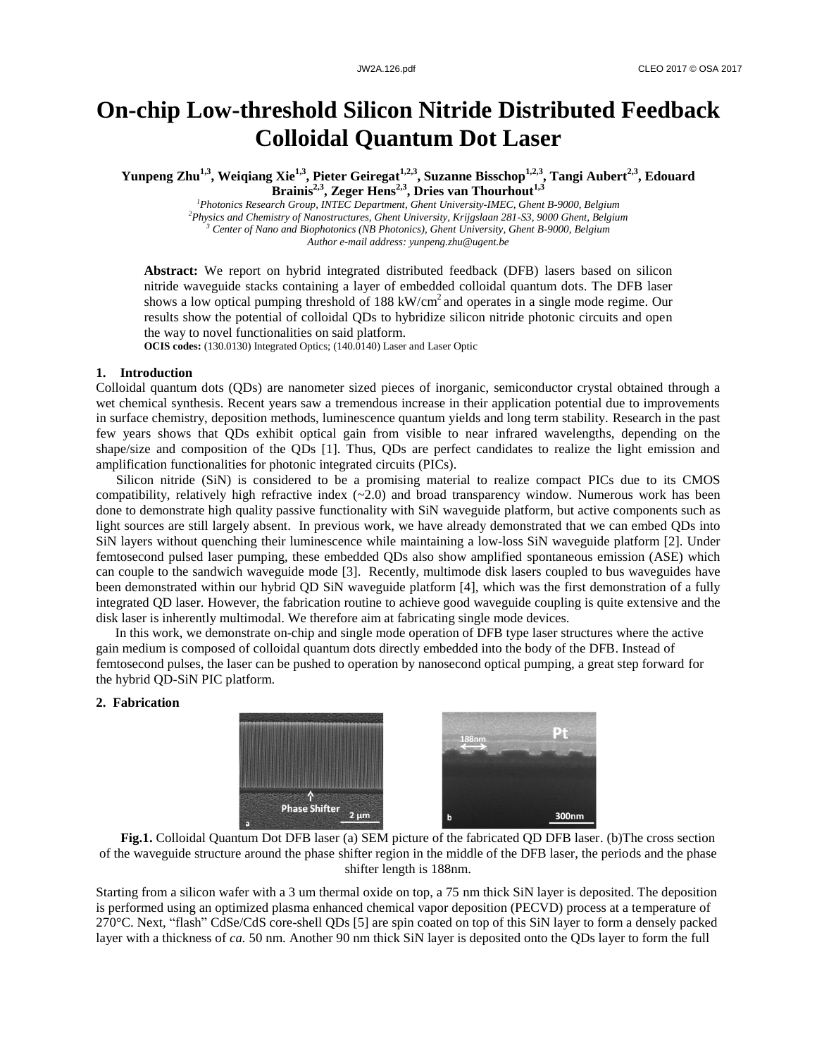# On-chip Low-threshold Silicon Nitride Distributed Feedback Colloidal Quantum Dot Laser

**Yunpeng Zhu[1,3], Weiqiang Xie[1,3], Pieter Geiregat[1,2,3], Suzanne Bisschop[1,2,3], Tangi Aubert[2,3], Edouard Brainis[2,3], Zeger Hens[2,3], Dries van Thourhout[1,3]**

*[1]Photonics Research Group, INTEC Department, Ghent University-IMEC, Ghent B-9000, Belgium*
*[2]Physics and Chemistry of Nanostructures, Ghent University, Krijgslaan 281-S3, 9000 Ghent, Belgium*
*[3] Center of Nano and Biophotonics (NB Photonics), Ghent University, Ghent B-9000, Belgium*
*Author e-mail address: yunpeng.zhu@ugent.be*

**Abstract:** We report on hybrid integrated distributed feedback (DFB) lasers based on silicon nitride waveguide stacks containing a layer of embedded colloidal quantum dots. The DFB laser shows a low optical pumping threshold of 188 kW/cm$^2$ and operates in a single mode regime. Our results show the potential of colloidal QDs to hybridize silicon nitride photonic circuits and open the way to novel functionalities on said platform.

**OCIS codes:** (130.0130) Integrated Optics; (140.0140) Laser and Laser Optic

## 1. Introduction

Colloidal quantum dots (QDs) are nanometer sized pieces of inorganic, semiconductor crystal obtained through a wet chemical synthesis. Recent years saw a tremendous increase in their application potential due to improvements in surface chemistry, deposition methods, luminescence quantum yields and long term stability. Research in the past few years shows that QDs exhibit optical gain from visible to near infrared wavelengths, depending on the shape/size and composition of the QDs [1]. Thus, QDs are perfect candidates to realize the light emission and amplification functionalities for photonic integrated circuits (PICs).

Silicon nitride (SiN) is considered to be a promising material to realize compact PICs due to its CMOS compatibility, relatively high refractive index (~2.0) and broad transparency window. Numerous work has been done to demonstrate high quality passive functionality with SiN waveguide platform, but active components such as light sources are still largely absent. In previous work, we have already demonstrated that we can embed QDs into SiN layers without quenching their luminescence while maintaining a low-loss SiN waveguide platform [2]. Under femtosecond pulsed laser pumping, these embedded QDs also show amplified spontaneous emission (ASE) which can couple to the sandwich waveguide mode [3]. Recently, multimode disk lasers coupled to bus waveguides have been demonstrated within our hybrid QD SiN waveguide platform [4], which was the first demonstration of a fully integrated QD laser. However, the fabrication routine to achieve good waveguide coupling is quite extensive and the disk laser is inherently multimodal. We therefore aim at fabricating single mode devices.

In this work, we demonstrate on-chip and single mode operation of DFB type laser structures where the active gain medium is composed of colloidal quantum dots directly embedded into the body of the DFB. Instead of femtosecond pulses, the laser can be pushed to operation by nanosecond optical pumping, a great step forward for the hybrid QD-SiN PIC platform.

## 2. Fabrication

**Fig.1.** Colloidal Quantum Dot DFB laser (a) SEM picture of the fabricated QD DFB laser. (b)The cross section of the waveguide structure around the phase shifter region in the middle of the DFB laser, the periods and the phase shifter length is 188nm.

Starting from a silicon wafer with a 3 um thermal oxide on top, a 75 nm thick SiN layer is deposited. The deposition is performed using an optimized plasma enhanced chemical vapor deposition (PECVD) process at a temperature of 270°C. Next, "flash" CdSe/CdS core-shell QDs [5] are spin coated on top of this SiN layer to form a densely packed layer with a thickness of *ca.* 50 nm. Another 90 nm thick SiN layer is deposited onto the QDs layer to form the full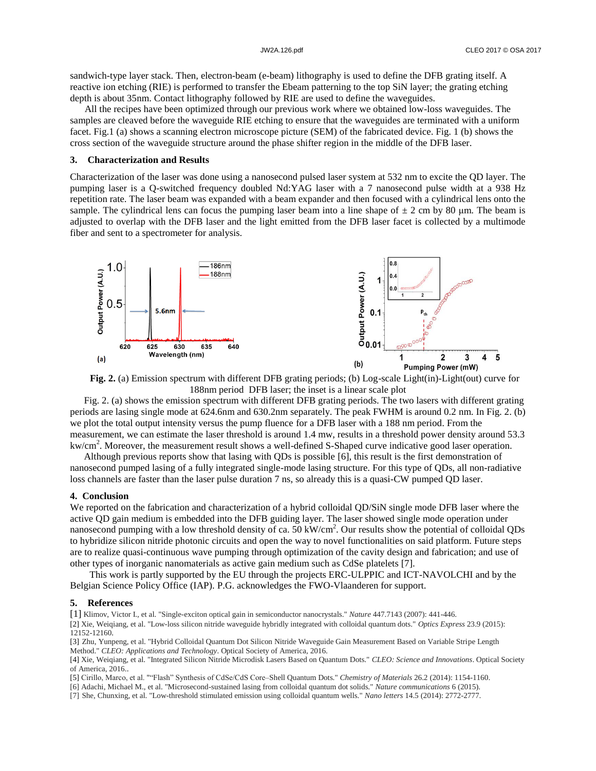sandwich-type layer stack. Then, electron-beam (e-beam) lithography is used to define the DFB grating itself. A reactive ion etching (RIE) is performed to transfer the Ebeam patterning to the top SiN layer; the grating etching depth is about 35nm. Contact lithography followed by RIE are used to define the waveguides.

All the recipes have been optimized through our previous work where we obtained low-loss waveguides. The samples are cleaved before the waveguide RIE etching to ensure that the waveguides are terminated with a uniform facet. Fig.1 (a) shows a scanning electron microscope picture (SEM) of the fabricated device. Fig. 1 (b) shows the cross section of the waveguide structure around the phase shifter region in the middle of the DFB laser.

## 3. Characterization and Results

Characterization of the laser was done using a nanosecond pulsed laser system at 532 nm to excite the QD layer. The pumping laser is a Q-switched frequency doubled Nd:YAG laser with a 7 nanosecond pulse width at a 938 Hz repetition rate. The laser beam was expanded with a beam expander and then focused with a cylindrical lens onto the sample. The cylindrical lens can focus the pumping laser beam into a line shape of ± 2 cm by 80 μm. The beam is adjusted to overlap with the DFB laser and the light emitted from the DFB laser facet is collected by a multimode fiber and sent to a spectrometer for analysis.

1.0
0.5
Output Power (A.U.)
186nm
188nm
5.6nm
620 625 630 635 640
Wavelength (nm)
(a)

0.8
0.4
0.0
1 2
1
0.1
0.01
Output Power (A.U.)
$P_{th}$
1 2 3 4 5
Pumping Power (mW)
(b)

**Fig. 2.** (a) Emission spectrum with different DFB grating periods; (b) Log-scale Light(in)-Light(out) curve for 188nm period DFB laser; the inset is a linear scale plot

Fig. 2. (a) shows the emission spectrum with different DFB grating periods. The two lasers with different grating periods are lasing single mode at 624.6nm and 630.2nm separately. The peak FWHM is around 0.2 nm. In Fig. 2. (b) we plot the total output intensity versus the pump fluence for a DFB laser with a 188 nm period. From the measurement, we can estimate the laser threshold is around 1.4 mw, results in a threshold power density around 53.3 kw/cm$^2$. Moreover, the measurement result shows a well-defined S-Shaped curve indicative good laser operation.

Although previous reports show that lasing with QDs is possible [6], this result is the first demonstration of nanosecond pumped lasing of a fully integrated single-mode lasing structure. For this type of QDs, all non-radiative loss channels are faster than the laser pulse duration 7 ns, so already this is a quasi-CW pumped QD laser.

## 4. Conclusion

We reported on the fabrication and characterization of a hybrid colloidal QD/SiN single mode DFB laser where the active QD gain medium is embedded into the DFB guiding layer. The laser showed single mode operation under nanosecond pumping with a low threshold density of ca. 50 kW/cm$^2$. Our results show the potential of colloidal QDs to hybridize silicon nitride photonic circuits and open the way to novel functionalities on said platform. Future steps are to realize quasi-continuous wave pumping through optimization of the cavity design and fabrication; and use of other types of inorganic nanomaterials as active gain medium such as CdSe platelets [7].

This work is partly supported by the EU through the projects ERC-ULPPIC and ICT-NAVOLCHI and by the Belgian Science Policy Office (IAP). P.G. acknowledges the FWO-Vlaanderen for support.

## 5. References

[1] Klimov, Victor I., et al. "Single-exciton optical gain in semiconductor nanocrystals." *Nature* 447.7143 (2007): 441-446.

[2] Xie, Weiqiang, et al. "Low-loss silicon nitride waveguide hybridly integrated with colloidal quantum dots." *Optics Express* 23.9 (2015): 12152-12160.

[3] Zhu, Yunpeng, et al. "Hybrid Colloidal Quantum Dot Silicon Nitride Waveguide Gain Measurement Based on Variable Stripe Length Method." *CLEO: Applications and Technology*. Optical Society of America, 2016.

[4] Xie, Weiqiang, et al. "Integrated Silicon Nitride Microdisk Lasers Based on Quantum Dots." *CLEO: Science and Innovations*. Optical Society of America, 2016..

[5] Cirillo, Marco, et al. ""Flash" Synthesis of CdSe/CdS Core–Shell Quantum Dots." *Chemistry of Materials* 26.2 (2014): 1154-1160.

[6] Adachi, Michael M., et al. "Microsecond-sustained lasing from colloidal quantum dot solids." *Nature communications* 6 (2015).

[7] She, Chunxing, et al. "Low-threshold stimulated emission using colloidal quantum wells." *Nano letters* 14.5 (2014): 2772-2777.